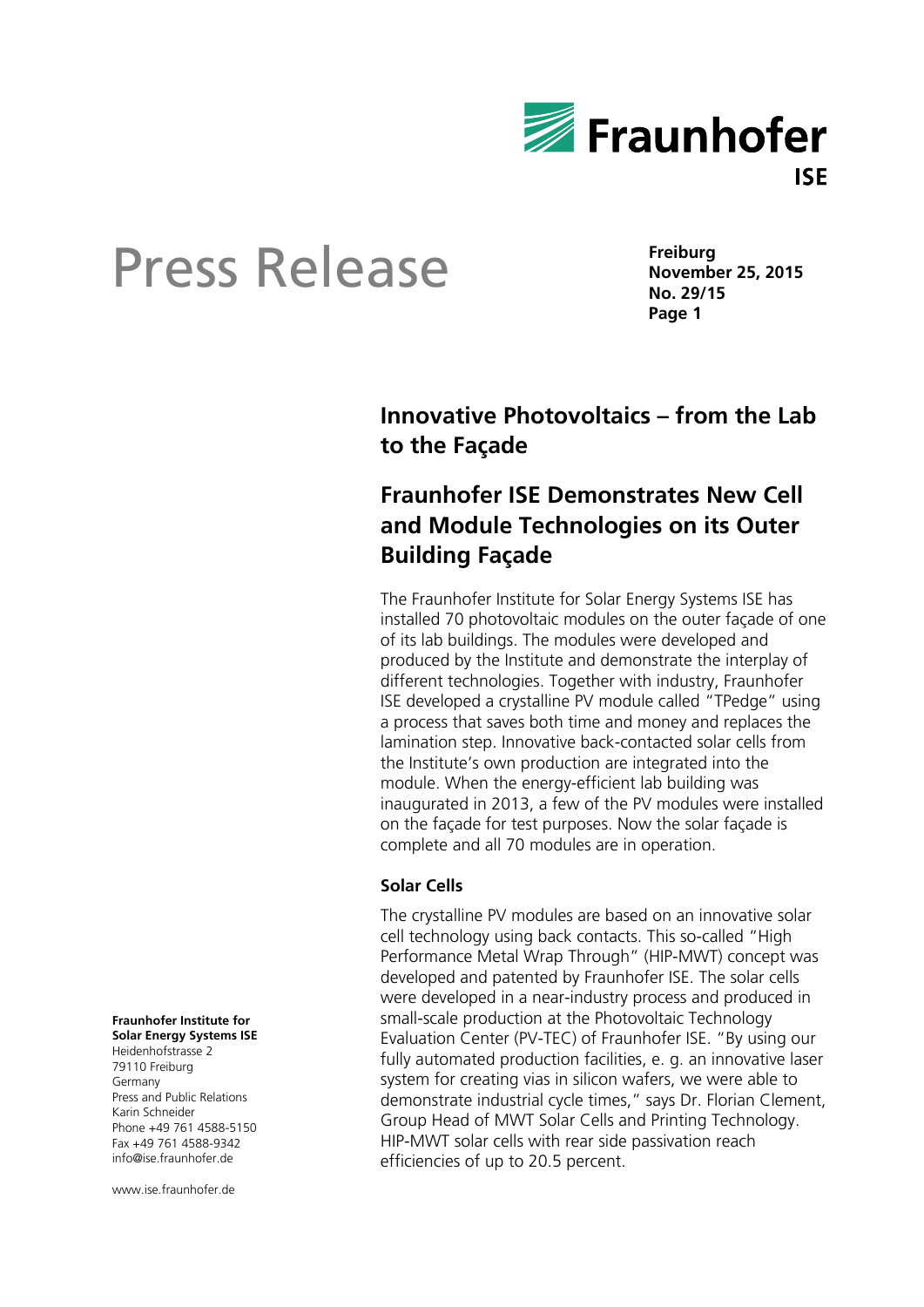# Press Release

**Freiburg**
**November 25, 2015**
**No. 29/15**

## Innovative Photovoltaics – from the Lab to the Façade

## Fraunhofer ISE Demonstrates New Cell and Module Technologies on its Outer Building Façade

The Fraunhofer Institute for Solar Energy Systems ISE has installed 70 photovoltaic modules on the outer façade of one of its lab buildings. The modules were developed and produced by the Institute and demonstrate the interplay of different technologies. Together with industry, Fraunhofer ISE developed a crystalline PV module called "TPedge" using a process that saves both time and money and replaces the lamination step. Innovative back-contacted solar cells from the Institute's own production are integrated into the module. When the energy-efficient lab building was inaugurated in 2013, a few of the PV modules were installed on the façade for test purposes. Now the solar façade is complete and all 70 modules are in operation.

### Solar Cells

The crystalline PV modules are based on an innovative solar cell technology using back contacts. This so-called "High Performance Metal Wrap Through" (HIP-MWT) concept was developed and patented by Fraunhofer ISE. The solar cells were developed in a near-industry process and produced in small-scale production at the Photovoltaic Technology Evaluation Center (PV-TEC) of Fraunhofer ISE. "By using our fully automated production facilities, e. g. an innovative laser system for creating vias in silicon wafers, we were able to demonstrate industrial cycle times," says Dr. Florian Clement, Group Head of MWT Solar Cells and Printing Technology. HIP-MWT solar cells with rear side passivation reach efficiencies of up to 20.5 percent.

**Fraunhofer Institute for Solar Energy Systems ISE**
Heidenhofstrasse 2
79110 Freiburg
Germany
Press and Public Relations
Karin Schneider
Phone +49 761 4588-5150
Fax +49 761 4588-9342
info@ise.fraunhofer.de

www.ise.fraunhofer.de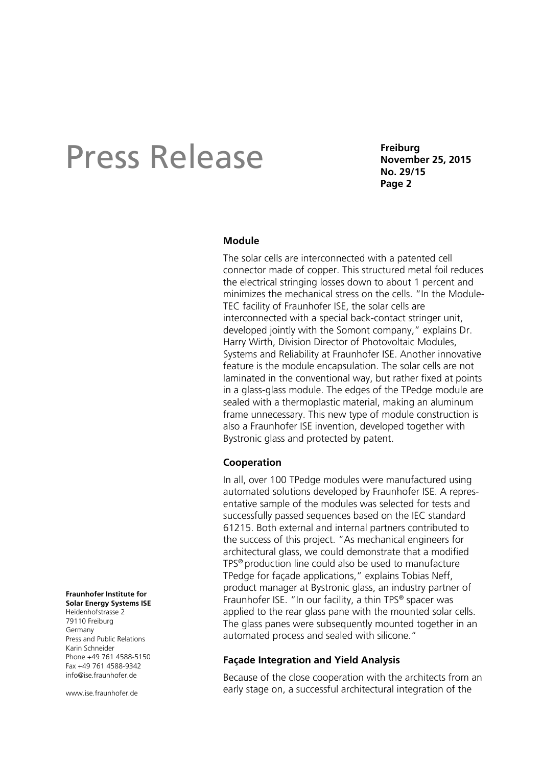## Module

The solar cells are interconnected with a patented cell connector made of copper. This structured metal foil reduces the electrical stringing losses down to about 1 percent and minimizes the mechanical stress on the cells. "In the Module-TEC facility of Fraunhofer ISE, the solar cells are interconnected with a special back-contact stringer unit, developed jointly with the Somont company," explains Dr. Harry Wirth, Division Director of Photovoltaic Modules, Systems and Reliability at Fraunhofer ISE. Another innovative feature is the module encapsulation. The solar cells are not laminated in the conventional way, but rather fixed at points in a glass-glass module. The edges of the TPedge module are sealed with a thermoplastic material, making an aluminum frame unnecessary. This new type of module construction is also a Fraunhofer ISE invention, developed together with Bystronic glass and protected by patent.

## Cooperation

In all, over 100 TPedge modules were manufactured using automated solutions developed by Fraunhofer ISE. A representative sample of the modules was selected for tests and successfully passed sequences based on the IEC standard 61215. Both external and internal partners contributed to the success of this project. "As mechanical engineers for architectural glass, we could demonstrate that a modified TPS® production line could also be used to manufacture TPedge for façade applications," explains Tobias Neff, product manager at Bystronic glass, an industry partner of Fraunhofer ISE. "In our facility, a thin TPS® spacer was applied to the rear glass pane with the mounted solar cells. The glass panes were subsequently mounted together in an automated process and sealed with silicone."

## Façade Integration and Yield Analysis

Because of the close cooperation with the architects from an early stage on, a successful architectural integration of the

**Fraunhofer Institute for Solar Energy Systems ISE**
Heidenhofstrasse 2
79110 Freiburg
Germany
Press and Public Relations
Karin Schneider
Phone +49 761 4588-5150
Fax +49 761 4588-9342
info@ise.fraunhofer.de

www.ise.fraunhofer.de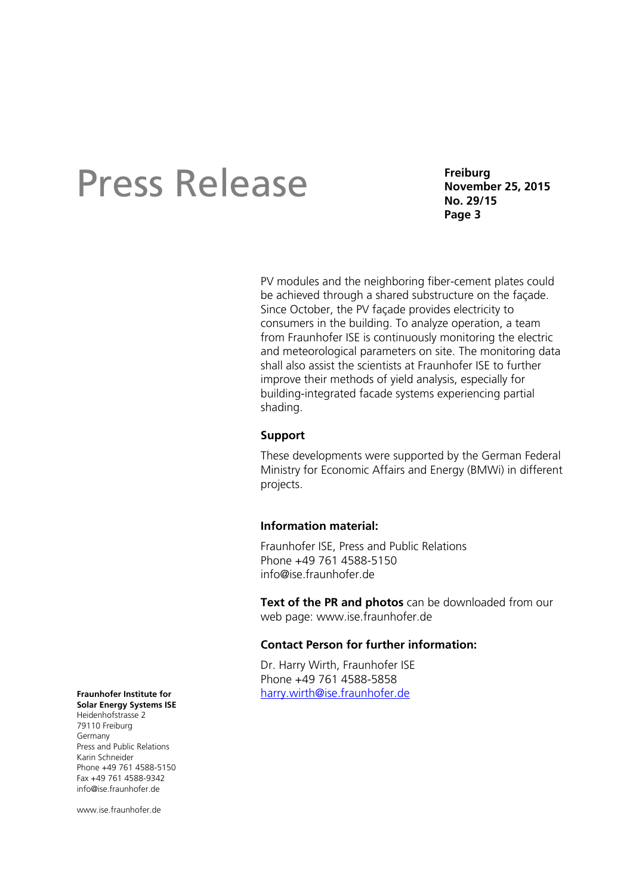PV modules and the neighboring fiber-cement plates could be achieved through a shared substructure on the façade. Since October, the PV façade provides electricity to consumers in the building. To analyze operation, a team from Fraunhofer ISE is continuously monitoring the electric and meteorological parameters on site. The monitoring data shall also assist the scientists at Fraunhofer ISE to further improve their methods of yield analysis, especially for building-integrated facade systems experiencing partial shading.

**Support**

These developments were supported by the German Federal Ministry for Economic Affairs and Energy (BMWi) in different projects.

**Information material:**

Fraunhofer ISE, Press and Public Relations
Phone +49 761 4588-5150
info@ise.fraunhofer.de

**Text of the PR and photos** can be downloaded from our web page: www.ise.fraunhofer.de

**Contact Person for further information:**

Dr. Harry Wirth, Fraunhofer ISE
Phone +49 761 4588-5858
harry.wirth@ise.fraunhofer.de

**Fraunhofer Institute for Solar Energy Systems ISE**
Heidenhofstrasse 2
79110 Freiburg
Germany
Press and Public Relations
Karin Schneider
Phone +49 761 4588-5150
Fax +49 761 4588-9342
info@ise.fraunhofer.de

www.ise.fraunhofer.de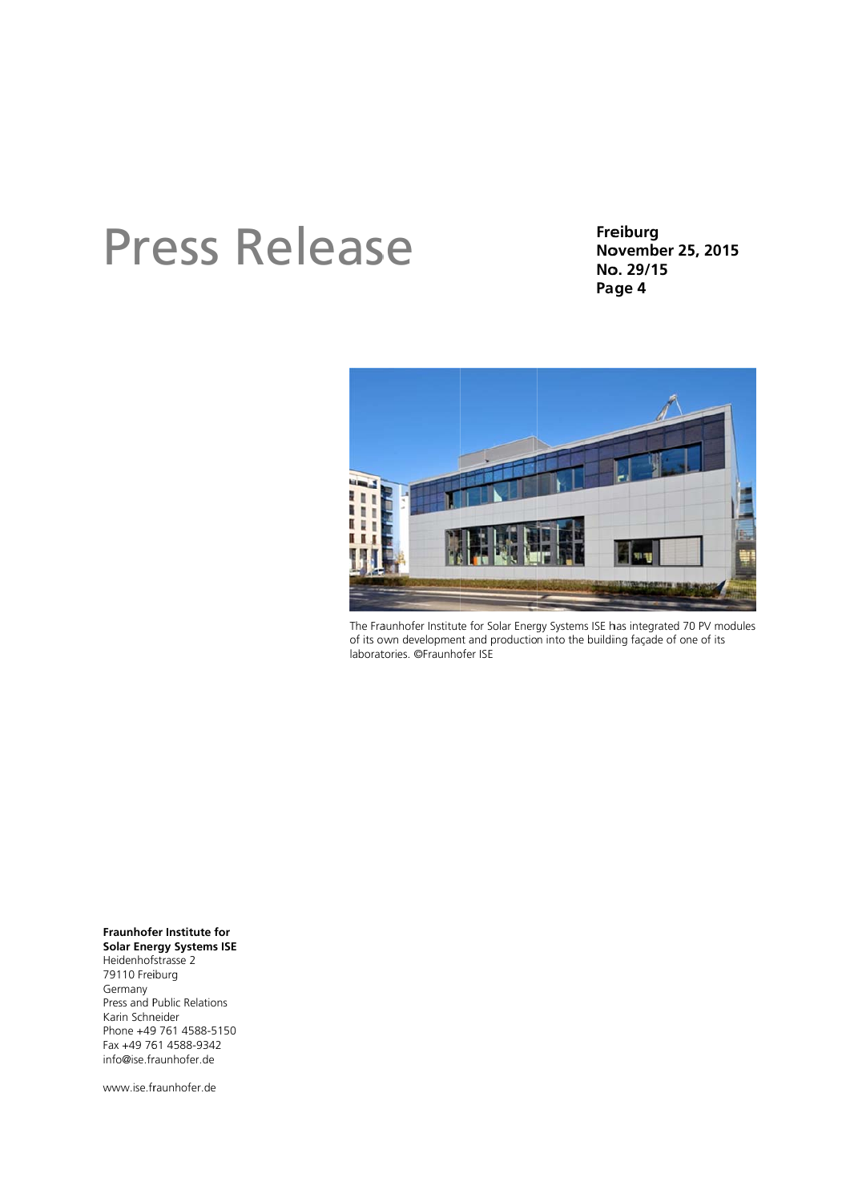The Fraunhofer Institute for Solar Energy Systems ISE has integrated 70 PV modules of its own development and production into the building façade of one of its laboratories. ©Fraunhofer ISE

**Fraunhofer Institute for Solar Energy Systems ISE**
Heidenhofstrasse 2
79110 Freiburg
Germany
Press and Public Relations
Karin Schneider
Phone +49 761 4588-5150
Fax +49 761 4588-9342
info@ise.fraunhofer.de

www.ise.fraunhofer.de